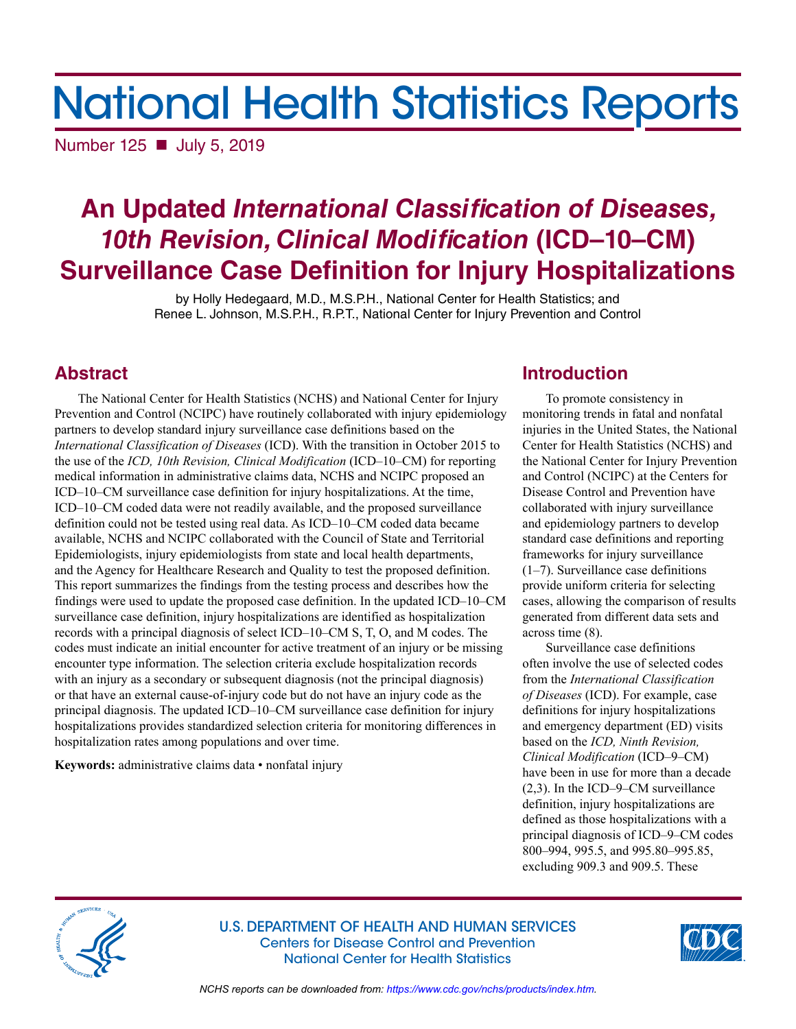# National Health Statistics Reports

Number 125 ■ July 5, 2019

## An Updated *International Classification of Diseases, 10th Revision, Clinical Modification* (ICD–10–CM) Surveillance Case Definition for Injury Hospitalizations

by Holly Hedegaard, M.D., M.S.P.H., National Center for Health Statistics; and Renee L. Johnson, M.S.P.H., R.P.T., National Center for Injury Prevention and Control

## Abstract

The National Center for Health Statistics (NCHS) and National Center for Injury Prevention and Control (NCIPC) have routinely collaborated with injury epidemiology partners to develop standard injury surveillance case definitions based on the *International Classification of Diseases* (ICD). With the transition in October 2015 to the use of the *ICD, 10th Revision, Clinical Modification* (ICD–10–CM) for reporting medical information in administrative claims data, NCHS and NCIPC proposed an ICD–10–CM surveillance case definition for injury hospitalizations. At the time, ICD–10–CM coded data were not readily available, and the proposed surveillance definition could not be tested using real data. As ICD–10–CM coded data became available, NCHS and NCIPC collaborated with the Council of State and Territorial Epidemiologists, injury epidemiologists from state and local health departments, and the Agency for Healthcare Research and Quality to test the proposed definition. This report summarizes the findings from the testing process and describes how the findings were used to update the proposed case definition. In the updated ICD–10–CM surveillance case definition, injury hospitalizations are identified as hospitalization records with a principal diagnosis of select ICD–10–CM S, T, O, and M codes. The codes must indicate an initial encounter for active treatment of an injury or be missing encounter type information. The selection criteria exclude hospitalization records with an injury as a secondary or subsequent diagnosis (not the principal diagnosis) or that have an external cause-of-injury code but do not have an injury code as the principal diagnosis. The updated ICD–10–CM surveillance case definition for injury hospitalizations provides standardized selection criteria for monitoring differences in hospitalization rates among populations and over time.

**Keywords:** administrative claims data • nonfatal injury

## Introduction

To promote consistency in monitoring trends in fatal and nonfatal injuries in the United States, the National Center for Health Statistics (NCHS) and the National Center for Injury Prevention and Control (NCIPC) at the Centers for Disease Control and Prevention have collaborated with injury surveillance and epidemiology partners to develop standard case definitions and reporting frameworks for injury surveillance (1–7). Surveillance case definitions provide uniform criteria for selecting cases, allowing the comparison of results generated from different data sets and across time (8).

Surveillance case definitions often involve the use of selected codes from the *International Classification of Diseases* (ICD). For example, case definitions for injury hospitalizations and emergency department (ED) visits based on the *ICD, Ninth Revision, Clinical Modification* (ICD–9–CM) have been in use for more than a decade (2,3). In the ICD–9–CM surveillance definition, injury hospitalizations are defined as those hospitalizations with a principal diagnosis of ICD–9–CM codes 800–994, 995.5, and 995.80–995.85, excluding 909.3 and 909.5. These

U.S. DEPARTMENT OF HEALTH AND HUMAN SERVICES
Centers for Disease Control and Prevention
National Center for Health Statistics

*NCHS reports can be downloaded from: https://www.cdc.gov/nchs/products/index.htm.*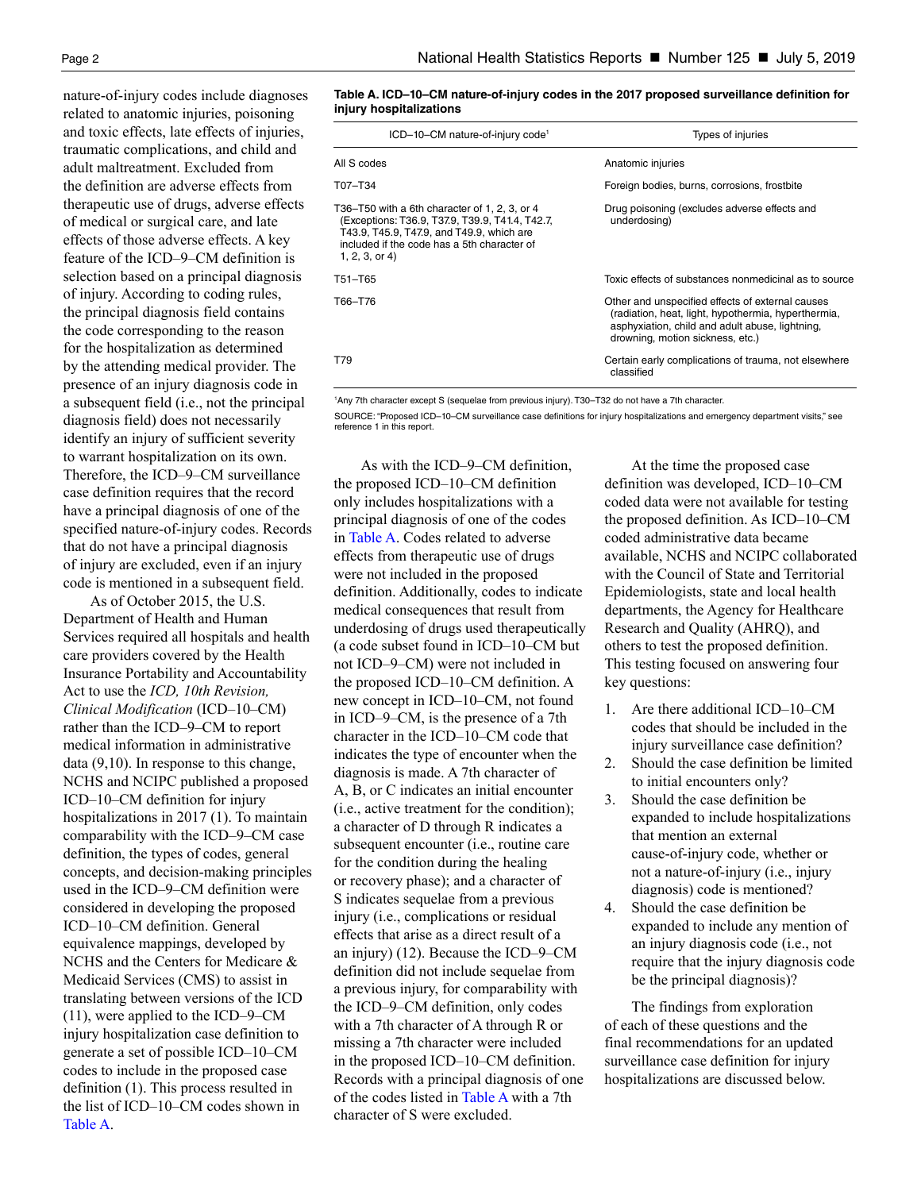nature-of-injury codes include diagnoses related to anatomic injuries, poisoning and toxic effects, late effects of injuries, traumatic complications, and child and adult maltreatment. Excluded from the definition are adverse effects from therapeutic use of drugs, adverse effects of medical or surgical care, and late effects of those adverse effects. A key feature of the ICD–9–CM definition is selection based on a principal diagnosis of injury. According to coding rules, the principal diagnosis field contains the code corresponding to the reason for the hospitalization as determined by the attending medical provider. The presence of an injury diagnosis code in a subsequent field (i.e., not the principal diagnosis field) does not necessarily identify an injury of sufficient severity to warrant hospitalization on its own. Therefore, the ICD–9–CM surveillance case definition requires that the record have a principal diagnosis of one of the specified nature-of-injury codes. Records that do not have a principal diagnosis of injury are excluded, even if an injury code is mentioned in a subsequent field.

As of October 2015, the U.S. Department of Health and Human Services required all hospitals and health care providers covered by the Health Insurance Portability and Accountability Act to use the *ICD, 10th Revision, Clinical Modification* (ICD–10–CM) rather than the ICD–9–CM to report medical information in administrative data (9,10). In response to this change, NCHS and NCIPC published a proposed ICD–10–CM definition for injury hospitalizations in 2017 (1). To maintain comparability with the ICD–9–CM case definition, the types of codes, general concepts, and decision-making principles used in the ICD–9–CM definition were considered in developing the proposed ICD–10–CM definition. General equivalence mappings, developed by NCHS and the Centers for Medicare & Medicaid Services (CMS) to assist in translating between versions of the ICD (11), were applied to the ICD–9–CM injury hospitalization case definition to generate a set of possible ICD–10–CM codes to include in the proposed case definition (1). This process resulted in the list of ICD–10–CM codes shown in Table A.

**Table A. ICD–10–CM nature-of-injury codes in the 2017 proposed surveillance definition for injury hospitalizations**

| ICD–10–CM nature-of-injury code[1] | Types of injuries |
|---|---|
| All S codes | Anatomic injuries |
| T07–T34 | Foreign bodies, burns, corrosions, frostbite |
| T36–T50 with a 6th character of 1, 2, 3, or 4 (Exceptions: T36.9, T37.9, T39.9, T41.4, T42.7, T43.9, T45.9, T47.9, and T49.9, which are included if the code has a 5th character of 1, 2, 3, or 4) | Drug poisoning (excludes adverse effects and underdosing) |
| T51–T65 | Toxic effects of substances nonmedicinal as to source |
| T66–T76 | Other and unspecified effects of external causes (radiation, heat, light, hypothermia, hyperthermia, asphyxiation, child and adult abuse, lightning, drowning, motion sickness, etc.) |
| T79 | Certain early complications of trauma, not elsewhere classified |

[1]Any 7th character except S (sequelae from previous injury). T30–T32 do not have a 7th character.

SOURCE: "Proposed ICD–10–CM surveillance case definitions for injury hospitalizations and emergency department visits," see reference 1 in this report.

As with the ICD–9–CM definition, the proposed ICD–10–CM definition only includes hospitalizations with a principal diagnosis of one of the codes in Table A. Codes related to adverse effects from therapeutic use of drugs were not included in the proposed definition. Additionally, codes to indicate medical consequences that result from underdosing of drugs used therapeutically (a code subset found in ICD–10–CM but not ICD–9–CM) were not included in the proposed ICD–10–CM definition. A new concept in ICD–10–CM, not found in ICD–9–CM, is the presence of a 7th character in the ICD–10–CM code that indicates the type of encounter when the diagnosis is made. A 7th character of A, B, or C indicates an initial encounter (i.e., active treatment for the condition); a character of D through R indicates a subsequent encounter (i.e., routine care for the condition during the healing or recovery phase); and a character of S indicates sequelae from a previous injury (i.e., complications or residual effects that arise as a direct result of a an injury) (12). Because the ICD–9–CM definition did not include sequelae from a previous injury, for comparability with the ICD–9–CM definition, only codes with a 7th character of A through R or missing a 7th character were included in the proposed ICD–10–CM definition. Records with a principal diagnosis of one of the codes listed in Table A with a 7th character of S were excluded.

At the time the proposed case definition was developed, ICD–10–CM coded data were not available for testing the proposed definition. As ICD–10–CM coded administrative data became available, NCHS and NCIPC collaborated with the Council of State and Territorial Epidemiologists, state and local health departments, the Agency for Healthcare Research and Quality (AHRQ), and others to test the proposed definition. This testing focused on answering four key questions:

1. Are there additional ICD–10–CM codes that should be included in the injury surveillance case definition?
2. Should the case definition be limited to initial encounters only?
3. Should the case definition be expanded to include hospitalizations that mention an external cause-of-injury code, whether or not a nature-of-injury (i.e., injury diagnosis) code is mentioned?
4. Should the case definition be expanded to include any mention of an injury diagnosis code (i.e., not require that the injury diagnosis code be the principal diagnosis)?

The findings from exploration of each of these questions and the final recommendations for an updated surveillance case definition for injury hospitalizations are discussed below.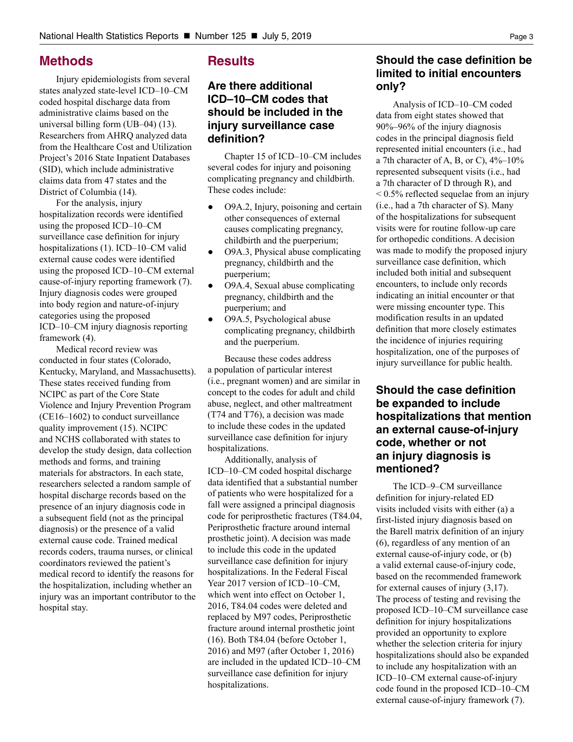## Methods

Injury epidemiologists from several states analyzed state-level ICD–10–CM coded hospital discharge data from administrative claims based on the universal billing form (UB–04) (13). Researchers from AHRQ analyzed data from the Healthcare Cost and Utilization Project's 2016 State Inpatient Databases (SID), which include administrative claims data from 47 states and the District of Columbia (14).

For the analysis, injury hospitalization records were identified using the proposed ICD–10–CM surveillance case definition for injury hospitalizations (1). ICD–10–CM valid external cause codes were identified using the proposed ICD–10–CM external cause-of-injury reporting framework (7). Injury diagnosis codes were grouped into body region and nature-of-injury categories using the proposed ICD–10–CM injury diagnosis reporting framework (4).

Medical record review was conducted in four states (Colorado, Kentucky, Maryland, and Massachusetts). These states received funding from NCIPC as part of the Core State Violence and Injury Prevention Program (CE16–1602) to conduct surveillance quality improvement (15). NCIPC and NCHS collaborated with states to develop the study design, data collection methods and forms, and training materials for abstractors. In each state, researchers selected a random sample of hospital discharge records based on the presence of an injury diagnosis code in a subsequent field (not as the principal diagnosis) or the presence of a valid external cause code. Trained medical records coders, trauma nurses, or clinical coordinators reviewed the patient's medical record to identify the reasons for the hospitalization, including whether an injury was an important contributor to the hospital stay.

## Results

### Are there additional ICD–10–CM codes that should be included in the injury surveillance case definition?

Chapter 15 of ICD–10–CM includes several codes for injury and poisoning complicating pregnancy and childbirth. These codes include:

- O9A.2, Injury, poisoning and certain other consequences of external causes complicating pregnancy, childbirth and the puerperium;
- O9A.3, Physical abuse complicating pregnancy, childbirth and the puerperium;
- O9A.4, Sexual abuse complicating pregnancy, childbirth and the puerperium; and
- O9A.5, Psychological abuse complicating pregnancy, childbirth and the puerperium.

Because these codes address a population of particular interest (i.e., pregnant women) and are similar in concept to the codes for adult and child abuse, neglect, and other maltreatment (T74 and T76), a decision was made to include these codes in the updated surveillance case definition for injury hospitalizations.

Additionally, analysis of ICD–10–CM coded hospital discharge data identified that a substantial number of patients who were hospitalized for a fall were assigned a principal diagnosis code for periprosthetic fractures (T84.04, Periprosthetic fracture around internal prosthetic joint). A decision was made to include this code in the updated surveillance case definition for injury hospitalizations. In the Federal Fiscal Year 2017 version of ICD–10–CM, which went into effect on October 1, 2016, T84.04 codes were deleted and replaced by M97 codes, Periprosthetic fracture around internal prosthetic joint (16). Both T84.04 (before October 1, 2016) and M97 (after October 1, 2016) are included in the updated ICD–10–CM surveillance case definition for injury hospitalizations.

### Should the case definition be limited to initial encounters only?

Analysis of ICD–10–CM coded data from eight states showed that 90%–96% of the injury diagnosis codes in the principal diagnosis field represented initial encounters (i.e., had a 7th character of A, B, or C), 4%–10% represented subsequent visits (i.e., had a 7th character of D through R), and < 0.5% reflected sequelae from an injury (i.e., had a 7th character of S). Many of the hospitalizations for subsequent visits were for routine follow-up care for orthopedic conditions. A decision was made to modify the proposed injury surveillance case definition, which included both initial and subsequent encounters, to include only records indicating an initial encounter or that were missing encounter type. This modification results in an updated definition that more closely estimates the incidence of injuries requiring hospitalization, one of the purposes of injury surveillance for public health.

### Should the case definition be expanded to include hospitalizations that mention an external cause-of-injury code, whether or not an injury diagnosis is mentioned?

The ICD–9–CM surveillance definition for injury-related ED visits included visits with either (a) a first-listed injury diagnosis based on the Barell matrix definition of an injury (6), regardless of any mention of an external cause-of-injury code, or (b) a valid external cause-of-injury code, based on the recommended framework for external causes of injury (3,17). The process of testing and revising the proposed ICD–10–CM surveillance case definition for injury hospitalizations provided an opportunity to explore whether the selection criteria for injury hospitalizations should also be expanded to include any hospitalization with an ICD–10–CM external cause-of-injury code found in the proposed ICD–10–CM external cause-of-injury framework (7).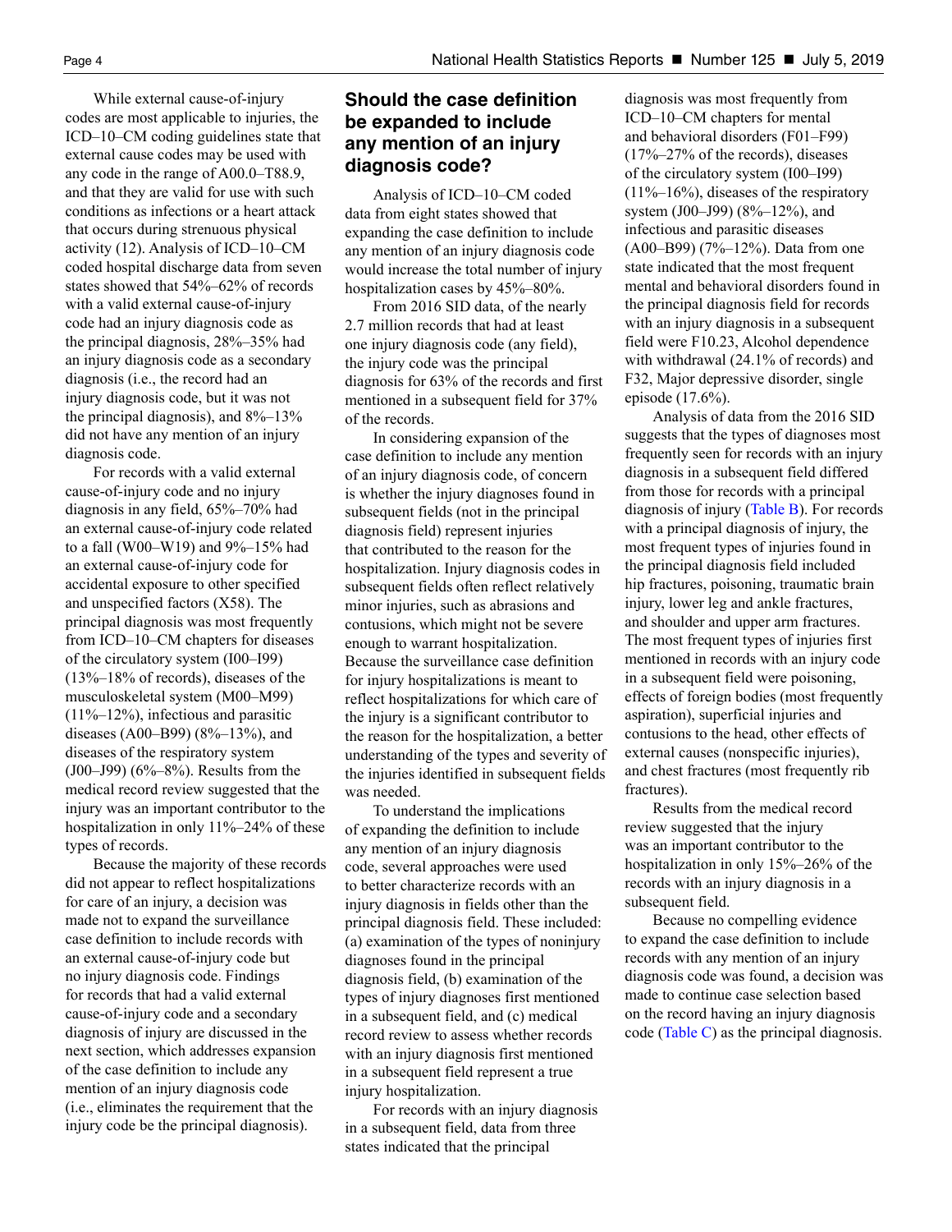While external cause-of-injury codes are most applicable to injuries, the ICD–10–CM coding guidelines state that external cause codes may be used with any code in the range of A00.0–T88.9, and that they are valid for use with such conditions as infections or a heart attack that occurs during strenuous physical activity (12). Analysis of ICD–10–CM coded hospital discharge data from seven states showed that 54%–62% of records with a valid external cause-of-injury code had an injury diagnosis code as the principal diagnosis, 28%–35% had an injury diagnosis code as a secondary diagnosis (i.e., the record had an injury diagnosis code, but it was not the principal diagnosis), and 8%–13% did not have any mention of an injury diagnosis code.

For records with a valid external cause-of-injury code and no injury diagnosis in any field, 65%–70% had an external cause-of-injury code related to a fall (W00–W19) and 9%–15% had an external cause-of-injury code for accidental exposure to other specified and unspecified factors (X58). The principal diagnosis was most frequently from ICD–10–CM chapters for diseases of the circulatory system (I00–I99) (13%–18% of records), diseases of the musculoskeletal system (M00–M99) (11%–12%), infectious and parasitic diseases (A00–B99) (8%–13%), and diseases of the respiratory system (J00–J99) (6%–8%). Results from the medical record review suggested that the injury was an important contributor to the hospitalization in only 11%–24% of these types of records.

Because the majority of these records did not appear to reflect hospitalizations for care of an injury, a decision was made not to expand the surveillance case definition to include records with an external cause-of-injury code but no injury diagnosis code. Findings for records that had a valid external cause-of-injury code and a secondary diagnosis of injury are discussed in the next section, which addresses expansion of the case definition to include any mention of an injury diagnosis code (i.e., eliminates the requirement that the injury code be the principal diagnosis).

## Should the case definition be expanded to include any mention of an injury diagnosis code?

Analysis of ICD–10–CM coded data from eight states showed that expanding the case definition to include any mention of an injury diagnosis code would increase the total number of injury hospitalization cases by 45%–80%.

From 2016 SID data, of the nearly 2.7 million records that had at least one injury diagnosis code (any field), the injury code was the principal diagnosis for 63% of the records and first mentioned in a subsequent field for 37% of the records.

In considering expansion of the case definition to include any mention of an injury diagnosis code, of concern is whether the injury diagnoses found in subsequent fields (not in the principal diagnosis field) represent injuries that contributed to the reason for the hospitalization. Injury diagnosis codes in subsequent fields often reflect relatively minor injuries, such as abrasions and contusions, which might not be severe enough to warrant hospitalization. Because the surveillance case definition for injury hospitalizations is meant to reflect hospitalizations for which care of the injury is a significant contributor to the reason for the hospitalization, a better understanding of the types and severity of the injuries identified in subsequent fields was needed.

To understand the implications of expanding the definition to include any mention of an injury diagnosis code, several approaches were used to better characterize records with an injury diagnosis in fields other than the principal diagnosis field. These included: (a) examination of the types of noninjury diagnoses found in the principal diagnosis field, (b) examination of the types of injury diagnoses first mentioned in a subsequent field, and (c) medical record review to assess whether records with an injury diagnosis first mentioned in a subsequent field represent a true injury hospitalization.

For records with an injury diagnosis in a subsequent field, data from three states indicated that the principal diagnosis was most frequently from ICD–10–CM chapters for mental and behavioral disorders (F01–F99) (17%–27% of the records), diseases of the circulatory system (I00–I99) (11%–16%), diseases of the respiratory system (J00–J99) (8%–12%), and infectious and parasitic diseases (A00–B99) (7%–12%). Data from one state indicated that the most frequent mental and behavioral disorders found in the principal diagnosis field for records with an injury diagnosis in a subsequent field were F10.23, Alcohol dependence with withdrawal (24.1% of records) and F32, Major depressive disorder, single episode (17.6%).

Analysis of data from the 2016 SID suggests that the types of diagnoses most frequently seen for records with an injury diagnosis in a subsequent field differed from those for records with a principal diagnosis of injury (Table B). For records with a principal diagnosis of injury, the most frequent types of injuries found in the principal diagnosis field included hip fractures, poisoning, traumatic brain injury, lower leg and ankle fractures, and shoulder and upper arm fractures. The most frequent types of injuries first mentioned in records with an injury code in a subsequent field were poisoning, effects of foreign bodies (most frequently aspiration), superficial injuries and contusions to the head, other effects of external causes (nonspecific injuries), and chest fractures (most frequently rib fractures).

Results from the medical record review suggested that the injury was an important contributor to the hospitalization in only 15%–26% of the records with an injury diagnosis in a subsequent field.

Because no compelling evidence to expand the case definition to include records with any mention of an injury diagnosis code was found, a decision was made to continue case selection based on the record having an injury diagnosis code (Table C) as the principal diagnosis.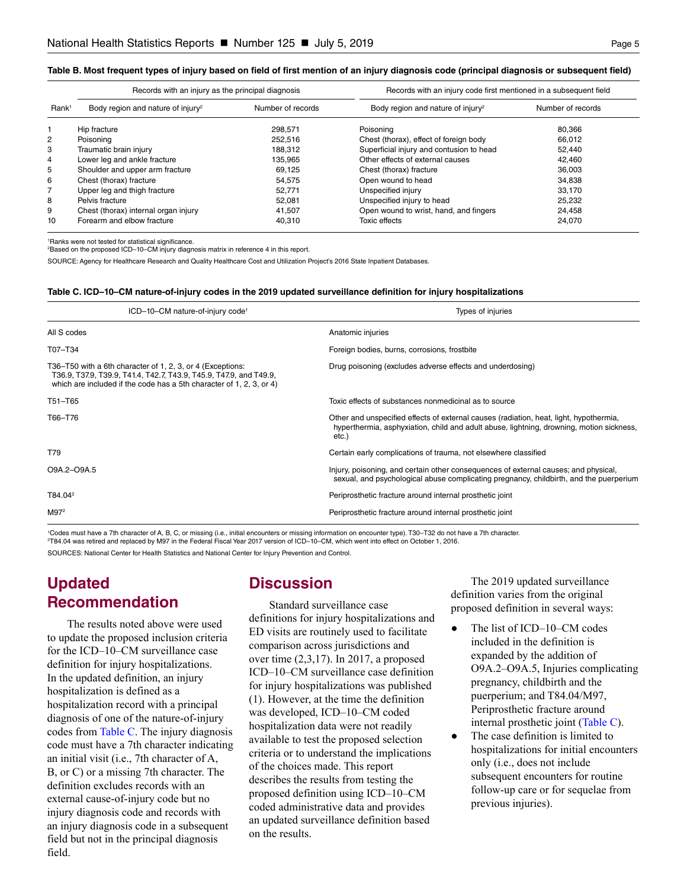**Table B. Most frequent types of injury based on field of first mention of an injury diagnosis code (principal diagnosis or subsequent field)**

| Rank[1] | Records with an injury as the principal diagnosis: Body region and nature of injury[2] | Number of records | Records with an injury code first mentioned in a subsequent field: Body region and nature of injury[2] | Number of records |
|---|---|---|---|---|
| 1 | Hip fracture | 298,571 | Poisoning | 80,366 |
| 2 | Poisoning | 252,516 | Chest (thorax), effect of foreign body | 66,012 |
| 3 | Traumatic brain injury | 188,312 | Superficial injury and contusion to head | 52,440 |
| 4 | Lower leg and ankle fracture | 135,965 | Other effects of external causes | 42,460 |
| 5 | Shoulder and upper arm fracture | 69,125 | Chest (thorax) fracture | 36,003 |
| 6 | Chest (thorax) fracture | 54,575 | Open wound to head | 34,838 |
| 7 | Upper leg and thigh fracture | 52,771 | Unspecified injury | 33,170 |
| 8 | Pelvis fracture | 52,081 | Unspecified injury to head | 25,232 |
| 9 | Chest (thorax) internal organ injury | 41,507 | Open wound to wrist, hand, and fingers | 24,458 |
| 10 | Forearm and elbow fracture | 40,310 | Toxic effects | 24,070 |

[1]Ranks were not tested for statistical significance.
[2]Based on the proposed ICD–10–CM injury diagnosis matrix in reference 4 in this report.

SOURCE: Agency for Healthcare Research and Quality Healthcare Cost and Utilization Project's 2016 State Inpatient Databases.

**Table C. ICD–10–CM nature-of-injury codes in the 2019 updated surveillance definition for injury hospitalizations**

| ICD–10–CM nature-of-injury code[1] | Types of injuries |
|---|---|
| All S codes | Anatomic injuries |
| T07–T34 | Foreign bodies, burns, corrosions, frostbite |
| T36–T50 with a 6th character of 1, 2, 3, or 4 (Exceptions: T36.9, T37.9, T39.9, T41.4, T42.7, T43.9, T45.9, T47.9, and T49.9, which are included if the code has a 5th character of 1, 2, 3, or 4) | Drug poisoning (excludes adverse effects and underdosing) |
| T51–T65 | Toxic effects of substances nonmedicinal as to source |
| T66–T76 | Other and unspecified effects of external causes (radiation, heat, light, hypothermia, hyperthermia, asphyxiation, child and adult abuse, lightning, drowning, motion sickness, etc.) |
| T79 | Certain early complications of trauma, not elsewhere classified |
| O9A.2–O9A.5 | Injury, poisoning, and certain other consequences of external causes; and physical, sexual, and psychological abuse complicating pregnancy, childbirth, and the puerperium |
| T84.04[2] | Periprosthetic fracture around internal prosthetic joint |
| M97[2] | Periprosthetic fracture around internal prosthetic joint |

[1]Codes must have a 7th character of A, B, C, or missing (i.e., initial encounters or missing information on encounter type). T30–T32 do not have a 7th character.
[2]T84.04 was retired and replaced by M97 in the Federal Fiscal Year 2017 version of ICD–10–CM, which went into effect on October 1, 2016.

SOURCES: National Center for Health Statistics and National Center for Injury Prevention and Control.

## Updated Recommendation

The results noted above were used to update the proposed inclusion criteria for the ICD–10–CM surveillance case definition for injury hospitalizations. In the updated definition, an injury hospitalization is defined as a hospitalization record with a principal diagnosis of one of the nature-of-injury codes from Table C. The injury diagnosis code must have a 7th character indicating an initial visit (i.e., 7th character of A, B, or C) or a missing 7th character. The definition excludes records with an external cause-of-injury code but no injury diagnosis code and records with an injury diagnosis code in a subsequent field but not in the principal diagnosis field.

## Discussion

Standard surveillance case definitions for injury hospitalizations and ED visits are routinely used to facilitate comparison across jurisdictions and over time (2,3,17). In 2017, a proposed ICD–10–CM surveillance case definition for injury hospitalizations was published (1). However, at the time the definition was developed, ICD–10–CM coded hospitalization data were not readily available to test the proposed selection criteria or to understand the implications of the choices made. This report describes the results from testing the proposed definition using ICD–10–CM coded administrative data and provides an updated surveillance definition based on the results.

The 2019 updated surveillance definition varies from the original proposed definition in several ways:

- The list of ICD–10–CM codes included in the definition is expanded by the addition of O9A.2–O9A.5, Injuries complicating pregnancy, childbirth and the puerperium; and T84.04/M97, Periprosthetic fracture around internal prosthetic joint (Table C).
- The case definition is limited to hospitalizations for initial encounters only (i.e., does not include subsequent encounters for routine follow-up care or for sequelae from previous injuries).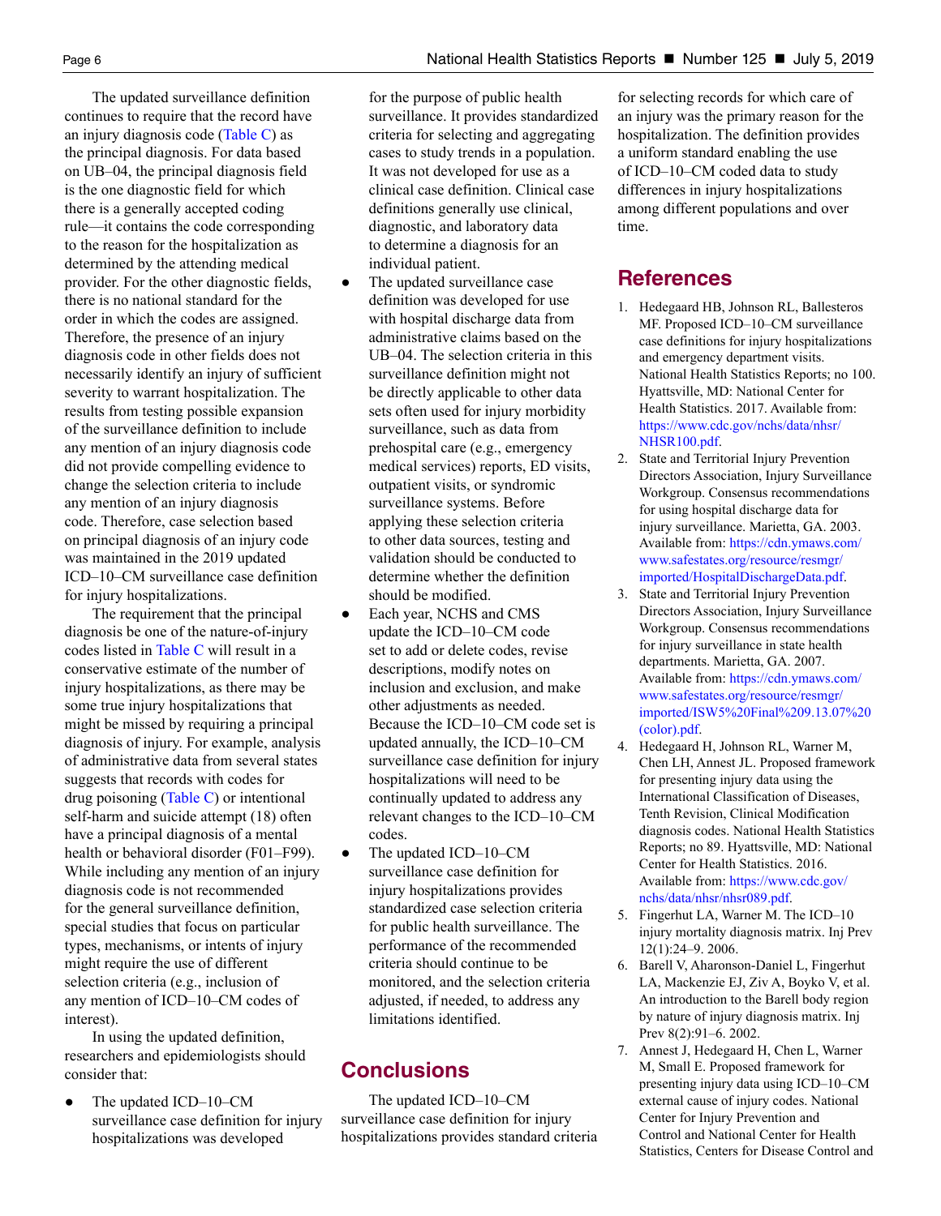The updated surveillance definition continues to require that the record have an injury diagnosis code (Table C) as the principal diagnosis. For data based on UB–04, the principal diagnosis field is the one diagnostic field for which there is a generally accepted coding rule—it contains the code corresponding to the reason for the hospitalization as determined by the attending medical provider. For the other diagnostic fields, there is no national standard for the order in which the codes are assigned. Therefore, the presence of an injury diagnosis code in other fields does not necessarily identify an injury of sufficient severity to warrant hospitalization. The results from testing possible expansion of the surveillance definition to include any mention of an injury diagnosis code did not provide compelling evidence to change the selection criteria to include any mention of an injury diagnosis code. Therefore, case selection based on principal diagnosis of an injury code was maintained in the 2019 updated ICD–10–CM surveillance case definition for injury hospitalizations.

The requirement that the principal diagnosis be one of the nature-of-injury codes listed in Table C will result in a conservative estimate of the number of injury hospitalizations, as there may be some true injury hospitalizations that might be missed by requiring a principal diagnosis of injury. For example, analysis of administrative data from several states suggests that records with codes for drug poisoning (Table C) or intentional self-harm and suicide attempt (18) often have a principal diagnosis of a mental health or behavioral disorder (F01–F99). While including any mention of an injury diagnosis code is not recommended for the general surveillance definition, special studies that focus on particular types, mechanisms, or intents of injury might require the use of different selection criteria (e.g., inclusion of any mention of ICD–10–CM codes of interest).

In using the updated definition, researchers and epidemiologists should consider that:

- The updated ICD–10–CM surveillance case definition for injury hospitalizations was developed for the purpose of public health surveillance. It provides standardized criteria for selecting and aggregating cases to study trends in a population. It was not developed for use as a clinical case definition. Clinical case definitions generally use clinical, diagnostic, and laboratory data to determine a diagnosis for an individual patient.
- The updated surveillance case definition was developed for use with hospital discharge data from administrative claims based on the UB–04. The selection criteria in this surveillance definition might not be directly applicable to other data sets often used for injury morbidity surveillance, such as data from prehospital care (e.g., emergency medical services) reports, ED visits, outpatient visits, or syndromic surveillance systems. Before applying these selection criteria to other data sources, testing and validation should be conducted to determine whether the definition should be modified.
- Each year, NCHS and CMS update the ICD–10–CM code set to add or delete codes, revise descriptions, modify notes on inclusion and exclusion, and make other adjustments as needed. Because the ICD–10–CM code set is updated annually, the ICD–10–CM surveillance case definition for injury hospitalizations will need to be continually updated to address any relevant changes to the ICD–10–CM codes.
- The updated ICD–10–CM surveillance case definition for injury hospitalizations provides standardized case selection criteria for public health surveillance. The performance of the recommended criteria should continue to be monitored, and the selection criteria adjusted, if needed, to address any limitations identified.

## Conclusions

The updated ICD–10–CM surveillance case definition for injury hospitalizations provides standard criteria for selecting records for which care of an injury was the primary reason for the hospitalization. The definition provides a uniform standard enabling the use of ICD–10–CM coded data to study differences in injury hospitalizations among different populations and over time.

## References

1. Hedegaard HB, Johnson RL, Ballesteros MF. Proposed ICD–10–CM surveillance case definitions for injury hospitalizations and emergency department visits. National Health Statistics Reports; no 100. Hyattsville, MD: National Center for Health Statistics. 2017. Available from: https://www.cdc.gov/nchs/data/nhsr/NHSR100.pdf.
2. State and Territorial Injury Prevention Directors Association, Injury Surveillance Workgroup. Consensus recommendations for using hospital discharge data for injury surveillance. Marietta, GA. 2003. Available from: https://cdn.ymaws.com/www.safestates.org/resource/resmgr/imported/HospitalDischargeData.pdf.
3. State and Territorial Injury Prevention Directors Association, Injury Surveillance Workgroup. Consensus recommendations for injury surveillance in state health departments. Marietta, GA. 2007. Available from: https://cdn.ymaws.com/www.safestates.org/resource/resmgr/imported/ISW5%20Final%209.13.07%20(color).pdf.
4. Hedegaard H, Johnson RL, Warner M, Chen LH, Annest JL. Proposed framework for presenting injury data using the International Classification of Diseases, Tenth Revision, Clinical Modification diagnosis codes. National Health Statistics Reports; no 89. Hyattsville, MD: National Center for Health Statistics. 2016. Available from: https://www.cdc.gov/nchs/data/nhsr/nhsr089.pdf.
5. Fingerhut LA, Warner M. The ICD–10 injury mortality diagnosis matrix. Inj Prev 12(1):24–9. 2006.
6. Barell V, Aharonson-Daniel L, Fingerhut LA, Mackenzie EJ, Ziv A, Boyko V, et al. An introduction to the Barell body region by nature of injury diagnosis matrix. Inj Prev 8(2):91–6. 2002.
7. Annest J, Hedegaard H, Chen L, Warner M, Small E. Proposed framework for presenting injury data using ICD–10–CM external cause of injury codes. National Center for Injury Prevention and Control and National Center for Health Statistics, Centers for Disease Control and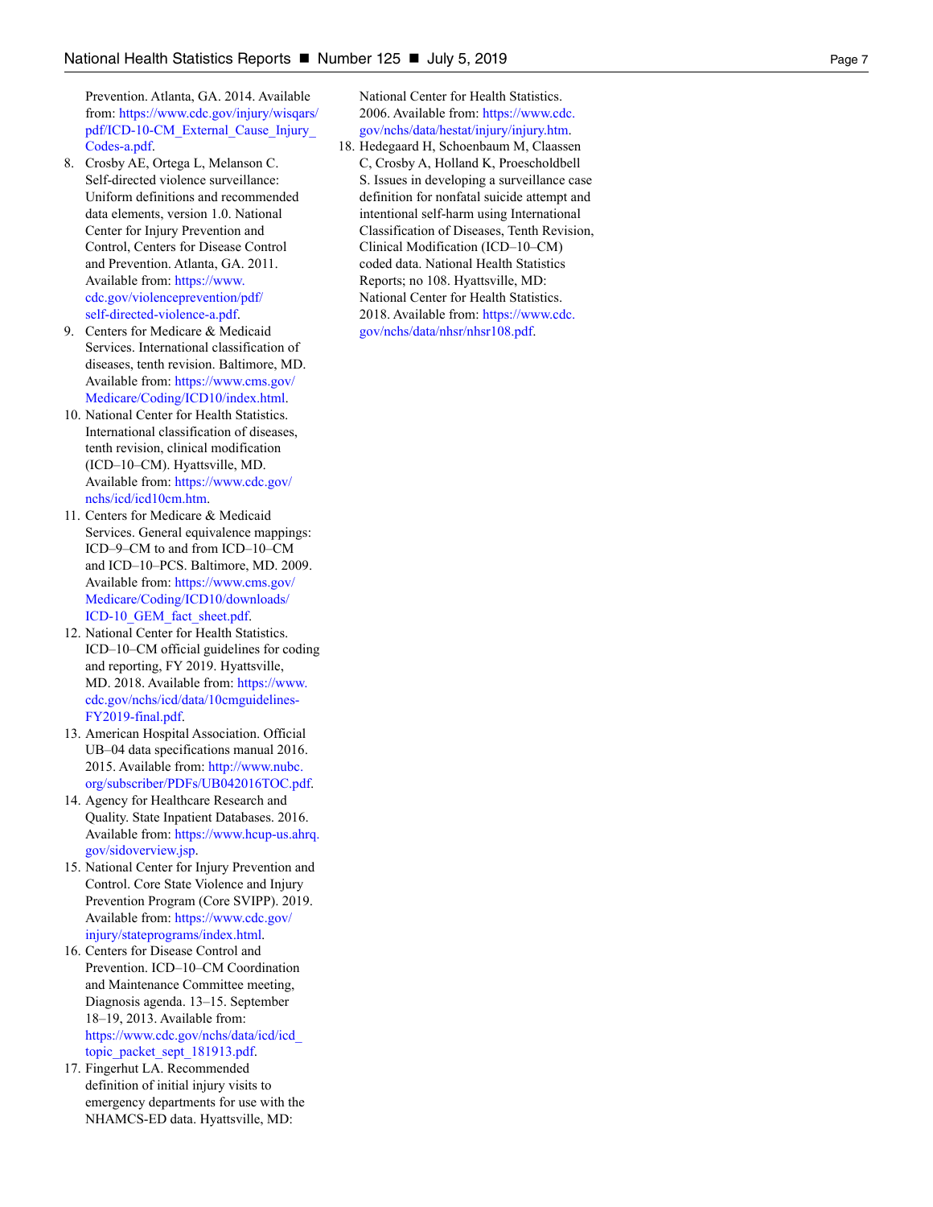Prevention. Atlanta, GA. 2014. Available from: https://www.cdc.gov/injury/wisqars/pdf/ICD-10-CM_External_Cause_Injury_Codes-a.pdf.

8. Crosby AE, Ortega L, Melanson C. Self-directed violence surveillance: Uniform definitions and recommended data elements, version 1.0. National Center for Injury Prevention and Control, Centers for Disease Control and Prevention. Atlanta, GA. 2011. Available from: https://www.cdc.gov/violenceprevention/pdf/self-directed-violence-a.pdf.
9. Centers for Medicare & Medicaid Services. International classification of diseases, tenth revision. Baltimore, MD. Available from: https://www.cms.gov/Medicare/Coding/ICD10/index.html.
10. National Center for Health Statistics. International classification of diseases, tenth revision, clinical modification (ICD–10–CM). Hyattsville, MD. Available from: https://www.cdc.gov/nchs/icd/icd10cm.htm.
11. Centers for Medicare & Medicaid Services. General equivalence mappings: ICD–9–CM to and from ICD–10–CM and ICD–10–PCS. Baltimore, MD. 2009. Available from: https://www.cms.gov/Medicare/Coding/ICD10/downloads/ICD-10_GEM_fact_sheet.pdf.
12. National Center for Health Statistics. ICD–10–CM official guidelines for coding and reporting, FY 2019. Hyattsville, MD. 2018. Available from: https://www.cdc.gov/nchs/icd/data/10cmguidelines-FY2019-final.pdf.
13. American Hospital Association. Official UB–04 data specifications manual 2016. 2015. Available from: http://www.nubc.org/subscriber/PDFs/UB042016TOC.pdf.
14. Agency for Healthcare Research and Quality. State Inpatient Databases. 2016. Available from: https://www.hcup-us.ahrq.gov/sidoverview.jsp.
15. National Center for Injury Prevention and Control. Core State Violence and Injury Prevention Program (Core SVIPP). 2019. Available from: https://www.cdc.gov/injury/stateprograms/index.html.
16. Centers for Disease Control and Prevention. ICD–10–CM Coordination and Maintenance Committee meeting, Diagnosis agenda. 13–15. September 18–19, 2013. Available from: https://www.cdc.gov/nchs/data/icd/icd_topic_packet_sept_181913.pdf.
17. Fingerhut LA. Recommended definition of initial injury visits to emergency departments for use with the NHAMCS-ED data. Hyattsville, MD: National Center for Health Statistics. 2006. Available from: https://www.cdc.gov/nchs/data/hestat/injury/injury.htm.
18. Hedegaard H, Schoenbaum M, Claassen C, Crosby A, Holland K, Proescholdbell S. Issues in developing a surveillance case definition for nonfatal suicide attempt and intentional self-harm using International Classification of Diseases, Tenth Revision, Clinical Modification (ICD–10–CM) coded data. National Health Statistics Reports; no 108. Hyattsville, MD: National Center for Health Statistics. 2018. Available from: https://www.cdc.gov/nchs/data/nhsr/nhsr108.pdf.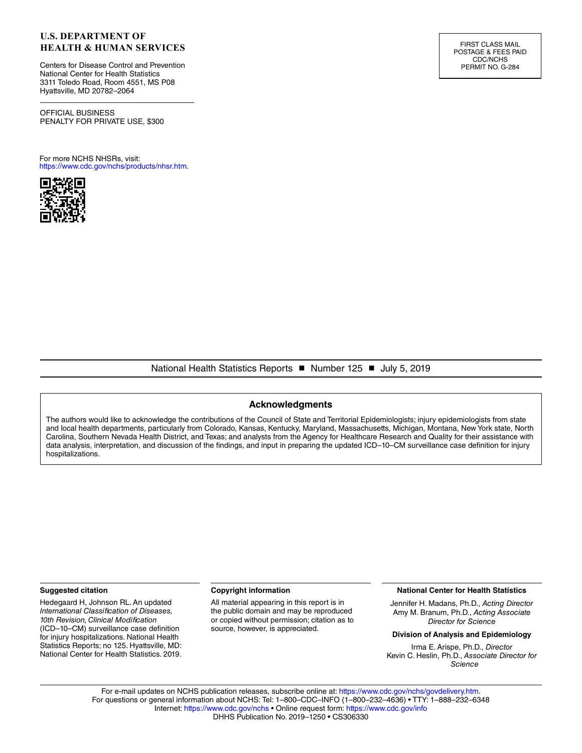**U.S. DEPARTMENT OF HEALTH & HUMAN SERVICES**

Centers for Disease Control and Prevention
National Center for Health Statistics
3311 Toledo Road, Room 4551, MS P08
Hyattsville, MD 20782–2064

OFFICIAL BUSINESS
PENALTY FOR PRIVATE USE, $300

FIRST CLASS MAIL
POSTAGE & FEES PAID
CDC/NCHS
PERMIT NO. G-284

For more NCHS NHSRs, visit:
https://www.cdc.gov/nchs/products/nhsr.htm.

National Health Statistics Reports ■ Number 125 ■ July 5, 2019

## Acknowledgments

The authors would like to acknowledge the contributions of the Council of State and Territorial Epidemiologists; injury epidemiologists from state and local health departments, particularly from Colorado, Kansas, Kentucky, Maryland, Massachusetts, Michigan, Montana, New York state, North Carolina, Southern Nevada Health District, and Texas; and analysts from the Agency for Healthcare Research and Quality for their assistance with data analysis, interpretation, and discussion of the findings, and input in preparing the updated ICD–10–CM surveillance case definition for injury hospitalizations.

**Suggested citation**

Hedegaard H, Johnson RL. An updated *International Classification of Diseases, 10th Revision, Clinical Modification* (ICD–10–CM) surveillance case definition for injury hospitalizations. National Health Statistics Reports; no 125. Hyattsville, MD: National Center for Health Statistics. 2019.

**Copyright information**

All material appearing in this report is in the public domain and may be reproduced or copied without permission; citation as to source, however, is appreciated.

**National Center for Health Statistics**

Jennifer H. Madans, Ph.D., *Acting Director*
Amy M. Branum, Ph.D., *Acting Associate Director for Science*

**Division of Analysis and Epidemiology**

Irma E. Arispe, Ph.D., *Director*
Kevin C. Heslin, Ph.D., *Associate Director for Science*

For e-mail updates on NCHS publication releases, subscribe online at: https://www.cdc.gov/nchs/govdelivery.htm.
For questions or general information about NCHS: Tel: 1–800–CDC–INFO (1–800–232–4636) • TTY: 1–888–232–6348
Internet: https://www.cdc.gov/nchs • Online request form: https://www.cdc.gov/info
DHHS Publication No. 2019–1250 • CS306330